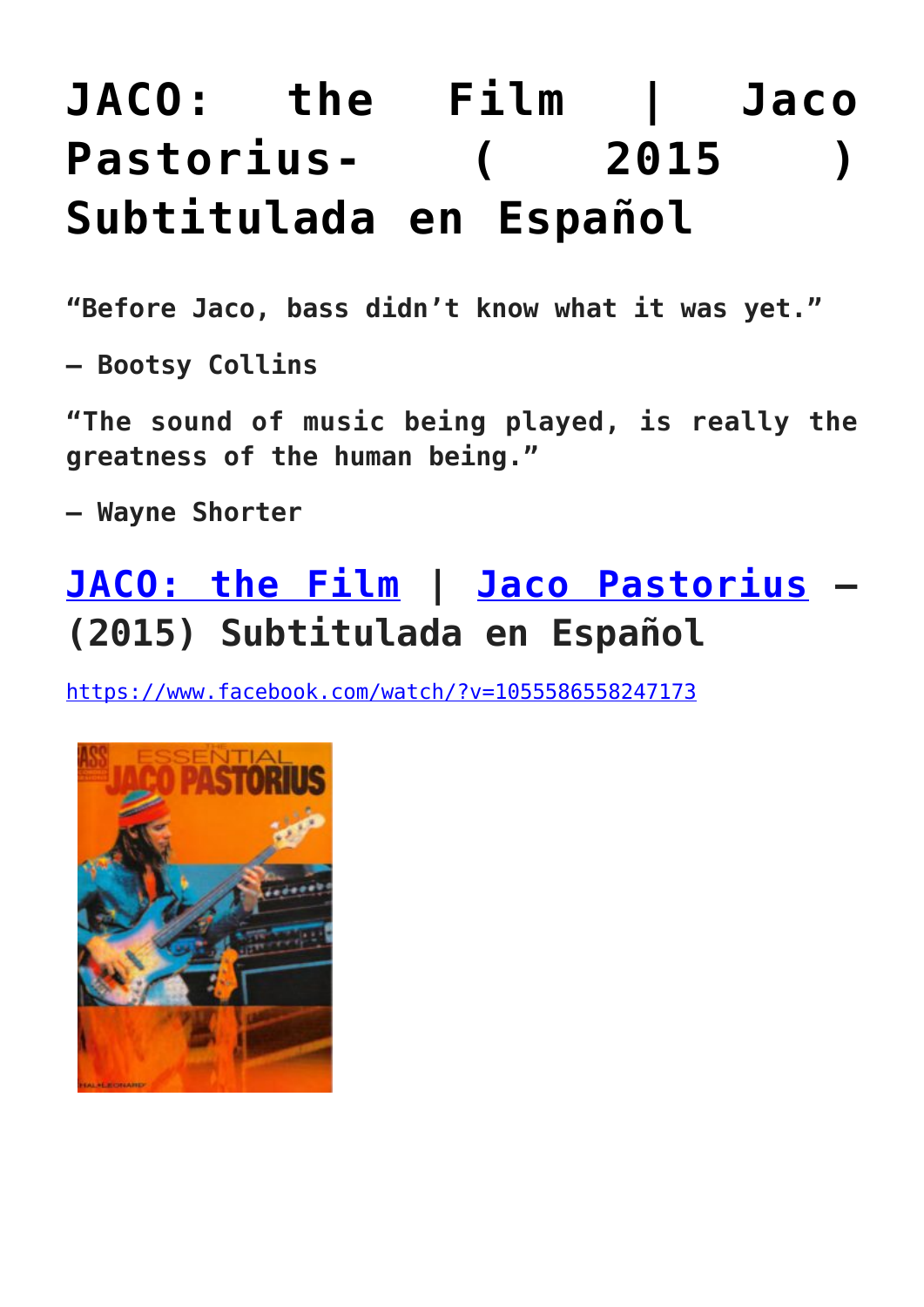# JACO: the Film | Jaco Pastorius- ( 2015 ) Subtitulada en Español

**“Before Jaco, bass didn’t know what it was yet.”**

**– Bootsy Collins**

**“The sound of music being played, is really the greatness of the human being.”**

**– Wayne Shorter**

## JACO: the Film | Jaco Pastorius – (2015) Subtitulada en Español

https://www.facebook.com/watch/?v=1055586558247173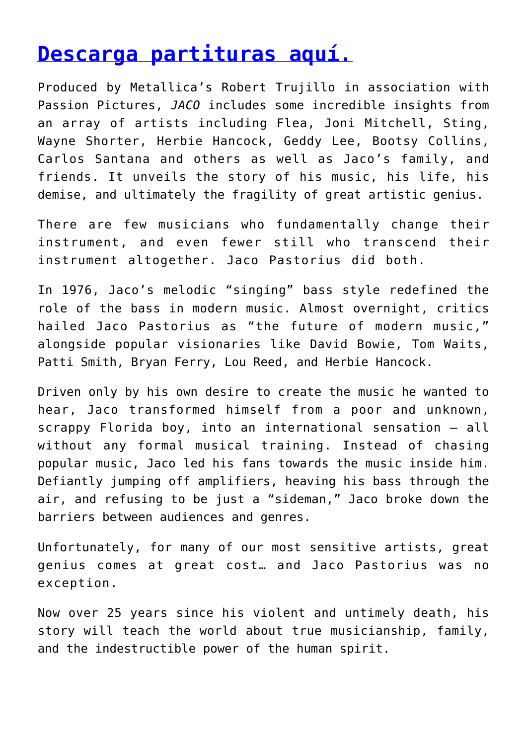## [Descarga partituras aquí.]()

Produced by Metallica's Robert Trujillo in association with Passion Pictures, *JACO* includes some incredible insights from an array of artists including Flea, Joni Mitchell, Sting, Wayne Shorter, Herbie Hancock, Geddy Lee, Bootsy Collins, Carlos Santana and others as well as Jaco's family, and friends. It unveils the story of his music, his life, his demise, and ultimately the fragility of great artistic genius.

There are few musicians who fundamentally change their instrument, and even fewer still who transcend their instrument altogether. Jaco Pastorius did both.

In 1976, Jaco's melodic "singing" bass style redefined the role of the bass in modern music. Almost overnight, critics hailed Jaco Pastorius as "the future of modern music," alongside popular visionaries like David Bowie, Tom Waits, Patti Smith, Bryan Ferry, Lou Reed, and Herbie Hancock.

Driven only by his own desire to create the music he wanted to hear, Jaco transformed himself from a poor and unknown, scrappy Florida boy, into an international sensation – all without any formal musical training. Instead of chasing popular music, Jaco led his fans towards the music inside him. Defiantly jumping off amplifiers, heaving his bass through the air, and refusing to be just a "sideman," Jaco broke down the barriers between audiences and genres.

Unfortunately, for many of our most sensitive artists, great genius comes at great cost… and Jaco Pastorius was no exception.

Now over 25 years since his violent and untimely death, his story will teach the world about true musicianship, family, and the indestructible power of the human spirit.